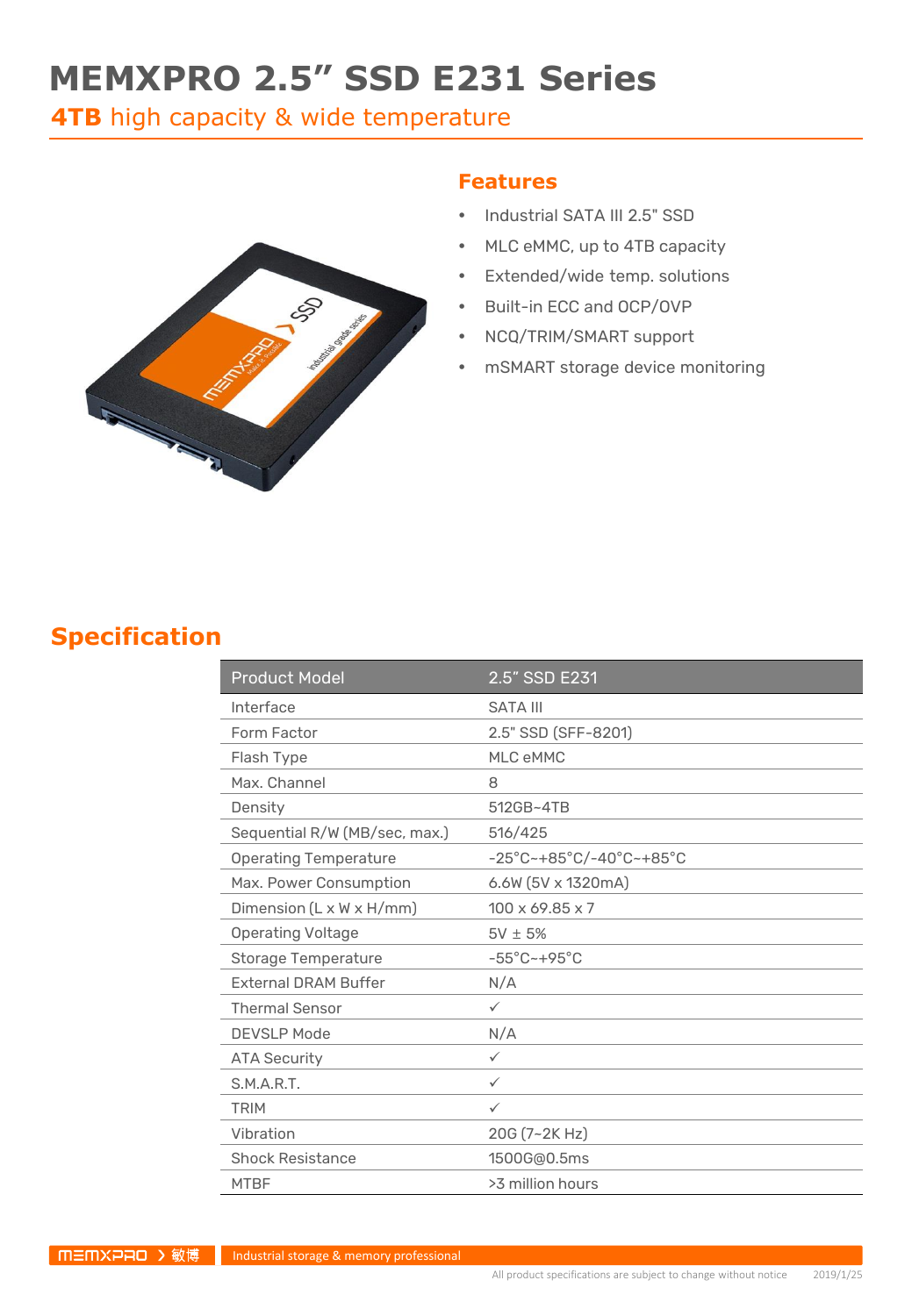# MEMXPRO 2.5" SSD E231 Series

**4TB** high capacity & wide temperature

## Features

- Industrial SATA III 2.5" SSD
- MLC eMMC, up to 4TB capacity
- Extended/wide temp. solutions
- Built-in ECC and OCP/OVP
- NCQ/TRIM/SMART support
- mSMART storage device monitoring

## Specification

| Product Model | 2.5" SSD E231 |
|---|---|
| Interface | SATA III |
| Form Factor | 2.5" SSD (SFF-8201) |
| Flash Type | MLC eMMC |
| Max. Channel | 8 |
| Density | 512GB~4TB |
| Sequential R/W (MB/sec, max.) | 516/425 |
| Operating Temperature | -25°C~+85°C/-40°C~+85°C |
| Max. Power Consumption | 6.6W (5V x 1320mA) |
| Dimension (L x W x H/mm) | 100 x 69.85 x 7 |
| Operating Voltage | 5V ± 5% |
| Storage Temperature | -55°C~+95°C |
| External DRAM Buffer | N/A |
| Thermal Sensor | ✓ |
| DEVSLP Mode | N/A |
| ATA Security | ✓ |
| S.M.A.R.T. | ✓ |
| TRIM | ✓ |
| Vibration | 20G (7~2K Hz) |
| Shock Resistance | 1500G@0.5ms |
| MTBF | >3 million hours |

MEMXPRO 敏博 Industrial storage & memory professional

All product specifications are subject to change without notice 2019/1/25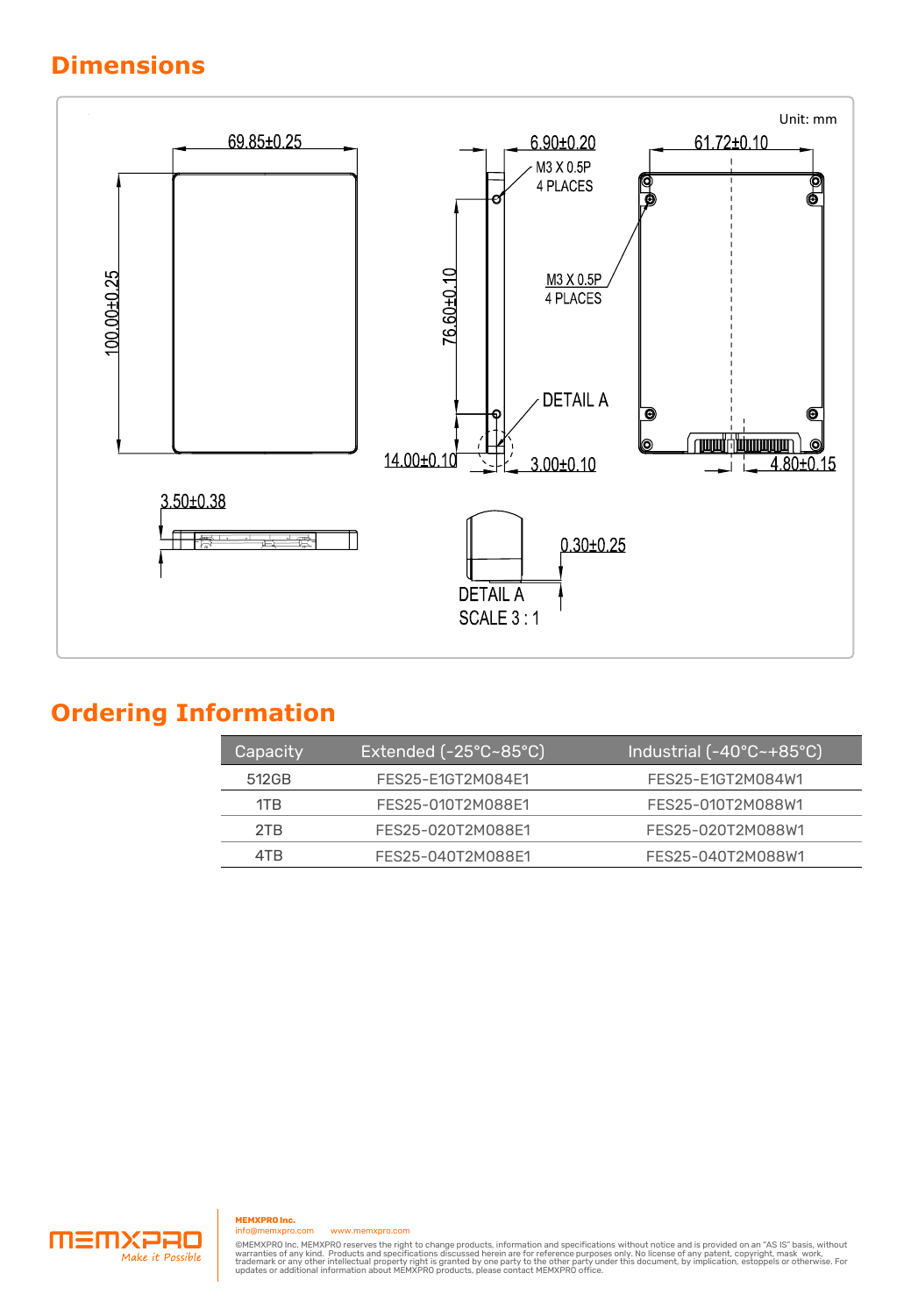## Dimensions

Unit: mm

69.85±0.25

100.00±0.25

6.90±0.20

M3 X 0.5P
4 PLACES

76.60±0.10

DETAIL A

14.00±0.10

3.00±0.10

61.72±0.10

M3 X 0.5P
4 PLACES

4.80±0.15

3.50±0.38

0.30±0.25

DETAIL A
SCALE 3 : 1

## Ordering Information

| Capacity | Extended (-25°C~85°C) | Industrial (-40°C~+85°C) |
|---|---|---|
| 512GB | FES25-E1GT2M084E1 | FES25-E1GT2M084W1 |
| 1TB | FES25-010T2M088E1 | FES25-010T2M088W1 |
| 2TB | FES25-020T2M088E1 | FES25-020T2M088W1 |
| 4TB | FES25-040T2M088E1 | FES25-040T2M088W1 |

MEMXPRO
Make it Possible

**MEMXPRO Inc.**
info@memxpro.com www.memxpro.com

©MEMXPRO Inc. MEMXPRO reserves the right to change products, information and specifications without notice and is provided on an "AS IS" basis, without warranties of any kind. Products and specifications discussed herein are for reference purposes only. No license of any patent, copyright, mask work, trademark or any other intellectual property right is granted by one party to the other party under this document, by implication, estoppels or otherwise. For updates or additional information about MEMXPRO products, please contact MEMXPRO office.